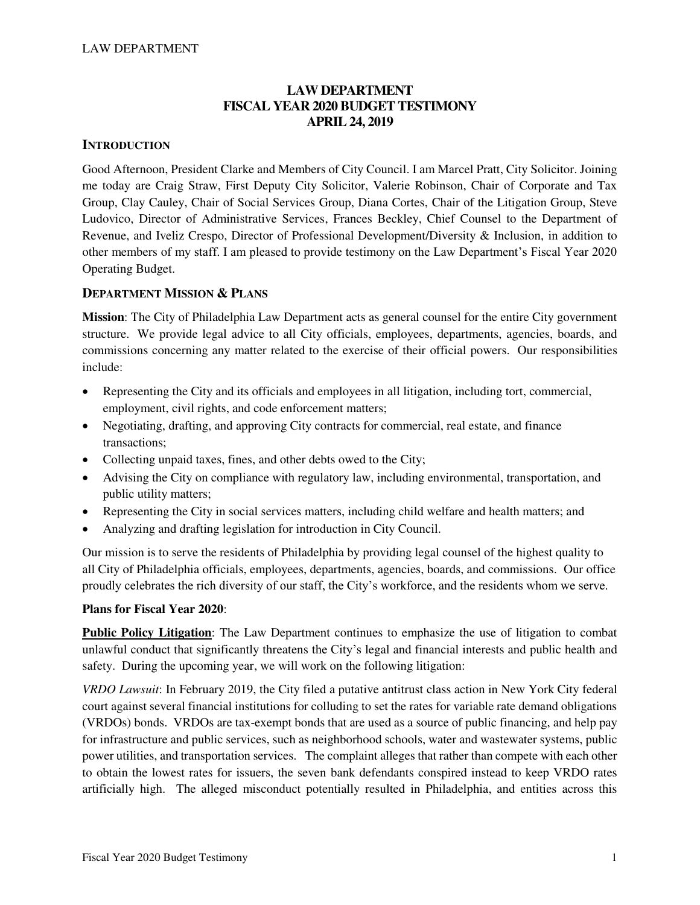# LAW DEPARTMENT
# FISCAL YEAR 2020 BUDGET TESTIMONY
# APRIL 24, 2019

## INTRODUCTION

Good Afternoon, President Clarke and Members of City Council. I am Marcel Pratt, City Solicitor. Joining me today are Craig Straw, First Deputy City Solicitor, Valerie Robinson, Chair of Corporate and Tax Group, Clay Cauley, Chair of Social Services Group, Diana Cortes, Chair of the Litigation Group, Steve Ludovico, Director of Administrative Services, Frances Beckley, Chief Counsel to the Department of Revenue, and Iveliz Crespo, Director of Professional Development/Diversity & Inclusion, in addition to other members of my staff. I am pleased to provide testimony on the Law Department's Fiscal Year 2020 Operating Budget.

## DEPARTMENT MISSION & PLANS

**Mission**: The City of Philadelphia Law Department acts as general counsel for the entire City government structure. We provide legal advice to all City officials, employees, departments, agencies, boards, and commissions concerning any matter related to the exercise of their official powers. Our responsibilities include:

- Representing the City and its officials and employees in all litigation, including tort, commercial, employment, civil rights, and code enforcement matters;
- Negotiating, drafting, and approving City contracts for commercial, real estate, and finance transactions;
- Collecting unpaid taxes, fines, and other debts owed to the City;
- Advising the City on compliance with regulatory law, including environmental, transportation, and public utility matters;
- Representing the City in social services matters, including child welfare and health matters; and
- Analyzing and drafting legislation for introduction in City Council.

Our mission is to serve the residents of Philadelphia by providing legal counsel of the highest quality to all City of Philadelphia officials, employees, departments, agencies, boards, and commissions. Our office proudly celebrates the rich diversity of our staff, the City's workforce, and the residents whom we serve.

**Plans for Fiscal Year 2020**:

**Public Policy Litigation**: The Law Department continues to emphasize the use of litigation to combat unlawful conduct that significantly threatens the City's legal and financial interests and public health and safety. During the upcoming year, we will work on the following litigation:

*VRDO Lawsuit*: In February 2019, the City filed a putative antitrust class action in New York City federal court against several financial institutions for colluding to set the rates for variable rate demand obligations (VRDOs) bonds. VRDOs are tax-exempt bonds that are used as a source of public financing, and help pay for infrastructure and public services, such as neighborhood schools, water and wastewater systems, public power utilities, and transportation services. The complaint alleges that rather than compete with each other to obtain the lowest rates for issuers, the seven bank defendants conspired instead to keep VRDO rates artificially high. The alleged misconduct potentially resulted in Philadelphia, and entities across this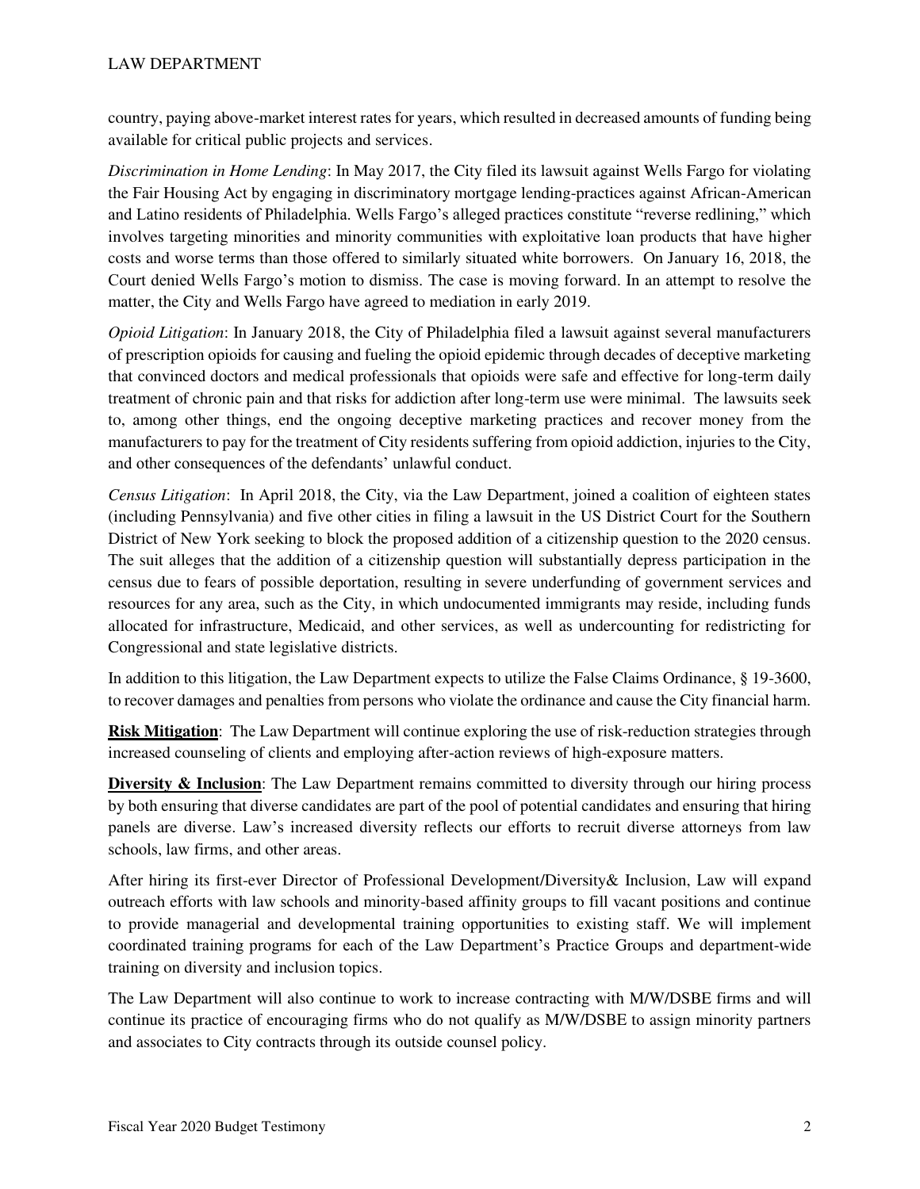country, paying above-market interest rates for years, which resulted in decreased amounts of funding being available for critical public projects and services.

*Discrimination in Home Lending*: In May 2017, the City filed its lawsuit against Wells Fargo for violating the Fair Housing Act by engaging in discriminatory mortgage lending-practices against African-American and Latino residents of Philadelphia. Wells Fargo's alleged practices constitute "reverse redlining," which involves targeting minorities and minority communities with exploitative loan products that have higher costs and worse terms than those offered to similarly situated white borrowers. On January 16, 2018, the Court denied Wells Fargo's motion to dismiss. The case is moving forward. In an attempt to resolve the matter, the City and Wells Fargo have agreed to mediation in early 2019.

*Opioid Litigation*: In January 2018, the City of Philadelphia filed a lawsuit against several manufacturers of prescription opioids for causing and fueling the opioid epidemic through decades of deceptive marketing that convinced doctors and medical professionals that opioids were safe and effective for long-term daily treatment of chronic pain and that risks for addiction after long-term use were minimal. The lawsuits seek to, among other things, end the ongoing deceptive marketing practices and recover money from the manufacturers to pay for the treatment of City residents suffering from opioid addiction, injuries to the City, and other consequences of the defendants' unlawful conduct.

*Census Litigation*: In April 2018, the City, via the Law Department, joined a coalition of eighteen states (including Pennsylvania) and five other cities in filing a lawsuit in the US District Court for the Southern District of New York seeking to block the proposed addition of a citizenship question to the 2020 census. The suit alleges that the addition of a citizenship question will substantially depress participation in the census due to fears of possible deportation, resulting in severe underfunding of government services and resources for any area, such as the City, in which undocumented immigrants may reside, including funds allocated for infrastructure, Medicaid, and other services, as well as undercounting for redistricting for Congressional and state legislative districts.

In addition to this litigation, the Law Department expects to utilize the False Claims Ordinance, § 19-3600, to recover damages and penalties from persons who violate the ordinance and cause the City financial harm.

**Risk Mitigation**: The Law Department will continue exploring the use of risk-reduction strategies through increased counseling of clients and employing after-action reviews of high-exposure matters.

**Diversity & Inclusion**: The Law Department remains committed to diversity through our hiring process by both ensuring that diverse candidates are part of the pool of potential candidates and ensuring that hiring panels are diverse. Law's increased diversity reflects our efforts to recruit diverse attorneys from law schools, law firms, and other areas.

After hiring its first-ever Director of Professional Development/Diversity& Inclusion, Law will expand outreach efforts with law schools and minority-based affinity groups to fill vacant positions and continue to provide managerial and developmental training opportunities to existing staff. We will implement coordinated training programs for each of the Law Department's Practice Groups and department-wide training on diversity and inclusion topics.

The Law Department will also continue to work to increase contracting with M/W/DSBE firms and will continue its practice of encouraging firms who do not qualify as M/W/DSBE to assign minority partners and associates to City contracts through its outside counsel policy.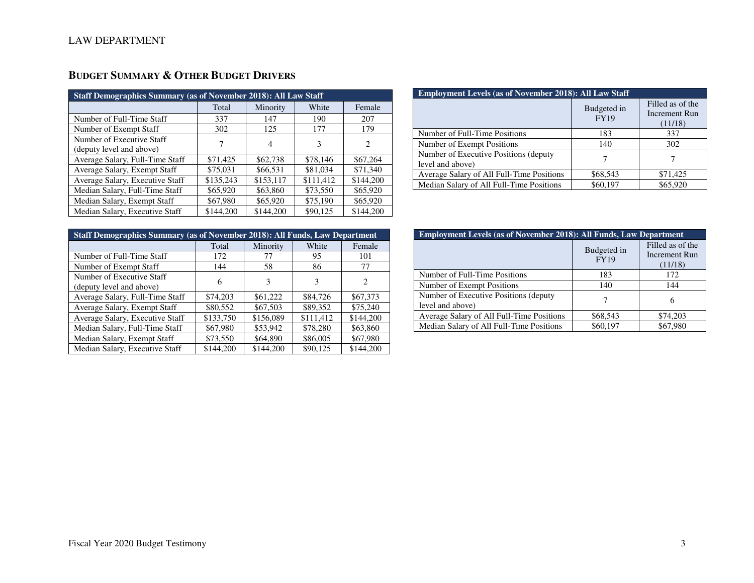## BUDGET SUMMARY & OTHER BUDGET DRIVERS

| Staff Demographics Summary (as of November 2018): All Law Staff | | | | |
|---|---|---|---|---|
| | Total | Minority | White | Female |
| Number of Full-Time Staff | 337 | 147 | 190 | 207 |
| Number of Exempt Staff | 302 | 125 | 177 | 179 |
| Number of Executive Staff (deputy level and above) | 7 | 4 | 3 | 2 |
| Average Salary, Full-Time Staff | $71,425 | $62,738 | $78,146 | $67,264 |
| Average Salary, Exempt Staff | $75,031 | $66,531 | $81,034 | $71,340 |
| Average Salary, Executive Staff | $135,243 | $153,117 | $111,412 | $144,200 |
| Median Salary, Full-Time Staff | $65,920 | $63,860 | $73,550 | $65,920 |
| Median Salary, Exempt Staff | $67,980 | $65,920 | $75,190 | $65,920 |
| Median Salary, Executive Staff | $144,200 | $144,200 | $90,125 | $144,200 |

| Employment Levels (as of November 2018): All Law Staff | | |
|---|---|---|
| | Budgeted in FY19 | Filled as of the Increment Run (11/18) |
| Number of Full-Time Positions | 183 | 337 |
| Number of Exempt Positions | 140 | 302 |
| Number of Executive Positions (deputy level and above) | 7 | 7 |
| Average Salary of All Full-Time Positions | $68,543 | $71,425 |
| Median Salary of All Full-Time Positions | $60,197 | $65,920 |

| Staff Demographics Summary (as of November 2018): All Funds, Law Department | | | | |
|---|---|---|---|---|
| | Total | Minority | White | Female |
| Number of Full-Time Staff | 172 | 77 | 95 | 101 |
| Number of Exempt Staff | 144 | 58 | 86 | 77 |
| Number of Executive Staff (deputy level and above) | 6 | 3 | 3 | 2 |
| Average Salary, Full-Time Staff | $74,203 | $61,222 | $84,726 | $67,373 |
| Average Salary, Exempt Staff | $80,552 | $67,503 | $89,352 | $75,240 |
| Average Salary, Executive Staff | $133,750 | $156,089 | $111,412 | $144,200 |
| Median Salary, Full-Time Staff | $67,980 | $53,942 | $78,280 | $63,860 |
| Median Salary, Exempt Staff | $73,550 | $64,890 | $86,005 | $67,980 |
| Median Salary, Executive Staff | $144,200 | $144,200 | $90,125 | $144,200 |

| Employment Levels (as of November 2018): All Funds, Law Department | | |
|---|---|---|
| | Budgeted in FY19 | Filled as of the Increment Run (11/18) |
| Number of Full-Time Positions | 183 | 172 |
| Number of Exempt Positions | 140 | 144 |
| Number of Executive Positions (deputy level and above) | 7 | 6 |
| Average Salary of All Full-Time Positions | $68,543 | $74,203 |
| Median Salary of All Full-Time Positions | $60,197 | $67,980 |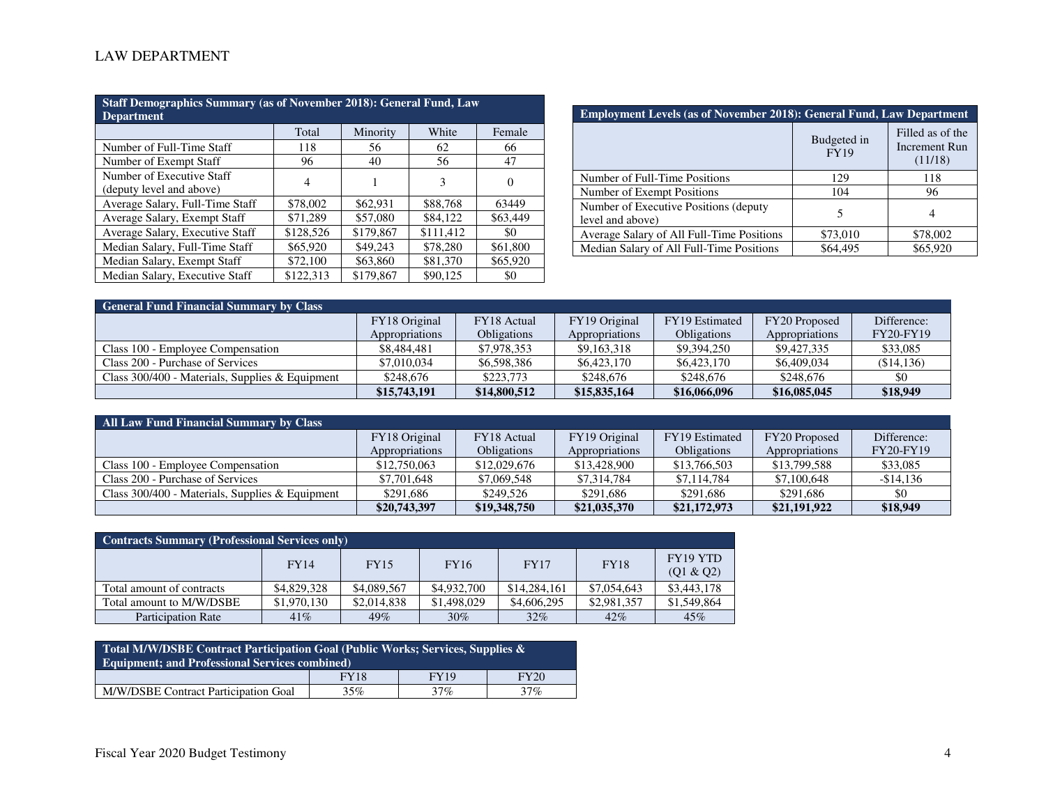# LAW DEPARTMENT

| Staff Demographics Summary (as of November 2018): General Fund, Law Department | | | | |
|---|---|---|---|---|
| | Total | Minority | White | Female |
| Number of Full-Time Staff | 118 | 56 | 62 | 66 |
| Number of Exempt Staff | 96 | 40 | 56 | 47 |
| Number of Executive Staff (deputy level and above) | 4 | 1 | 3 | 0 |
| Average Salary, Full-Time Staff | $78,002 | $62,931 | $88,768 | 63449 |
| Average Salary, Exempt Staff | $71,289 | $57,080 | $84,122 | $63,449 |
| Average Salary, Executive Staff | $128,526 | $179,867 | $111,412 | $0 |
| Median Salary, Full-Time Staff | $65,920 | $49,243 | $78,280 | $61,800 |
| Median Salary, Exempt Staff | $72,100 | $63,860 | $81,370 | $65,920 |
| Median Salary, Executive Staff | $122,313 | $179,867 | $90,125 | $0 |

| Employment Levels (as of November 2018): General Fund, Law Department | | |
|---|---|---|
| | Budgeted in FY19 | Filled as of the Increment Run (11/18) |
| Number of Full-Time Positions | 129 | 118 |
| Number of Exempt Positions | 104 | 96 |
| Number of Executive Positions (deputy level and above) | 5 | 4 |
| Average Salary of All Full-Time Positions | $73,010 | $78,002 |
| Median Salary of All Full-Time Positions | $64,495 | $65,920 |

| General Fund Financial Summary by Class | | | | | | |
|---|---|---|---|---|---|---|
| | FY18 Original Appropriations | FY18 Actual Obligations | FY19 Original Appropriations | FY19 Estimated Obligations | FY20 Proposed Appropriations | Difference: FY20-FY19 |
| Class 100 - Employee Compensation | $8,484,481 | $7,978,353 | $9,163,318 | $9,394,250 | $9,427,335 | $33,085 |
| Class 200 - Purchase of Services | $7,010,034 | $6,598,386 | $6,423,170 | $6,423,170 | $6,409,034 | ($14,136) |
| Class 300/400 - Materials, Supplies & Equipment | $248,676 | $223,773 | $248,676 | $248,676 | $248,676 | $0 |
| | **$15,743,191** | **$14,800,512** | **$15,835,164** | **$16,066,096** | **$16,085,045** | **$18,949** |

| All Law Fund Financial Summary by Class | | | | | | |
|---|---|---|---|---|---|---|
| | FY18 Original Appropriations | FY18 Actual Obligations | FY19 Original Appropriations | FY19 Estimated Obligations | FY20 Proposed Appropriations | Difference: FY20-FY19 |
| Class 100 - Employee Compensation | $12,750,063 | $12,029,676 | $13,428,900 | $13,766,503 | $13,799,588 | $33,085 |
| Class 200 - Purchase of Services | $7,701,648 | $7,069,548 | $7,314,784 | $7,114,784 | $7,100,648 | -$14,136 |
| Class 300/400 - Materials, Supplies & Equipment | $291,686 | $249,526 | $291,686 | $291,686 | $291,686 | $0 |
| | **$20,743,397** | **$19,348,750** | **$21,035,370** | **$21,172,973** | **$21,191,922** | **$18,949** |

| Contracts Summary (Professional Services only) | | | | | | |
|---|---|---|---|---|---|---|
| | FY14 | FY15 | FY16 | FY17 | FY18 | FY19 YTD (Q1 & Q2) |
| Total amount of contracts | $4,829,328 | $4,089,567 | $4,932,700 | $14,284,161 | $7,054,643 | $3,443,178 |
| Total amount to M/W/DSBE | $1,970,130 | $2,014,838 | $1,498,029 | $4,606,295 | $2,981,357 | $1,549,864 |
| Participation Rate | 41% | 49% | 30% | 32% | 42% | 45% |

| Total M/W/DSBE Contract Participation Goal (Public Works; Services, Supplies & Equipment; and Professional Services combined) | | | |
|---|---|---|---|
| | FY18 | FY19 | FY20 |
| M/W/DSBE Contract Participation Goal | 35% | 37% | 37% |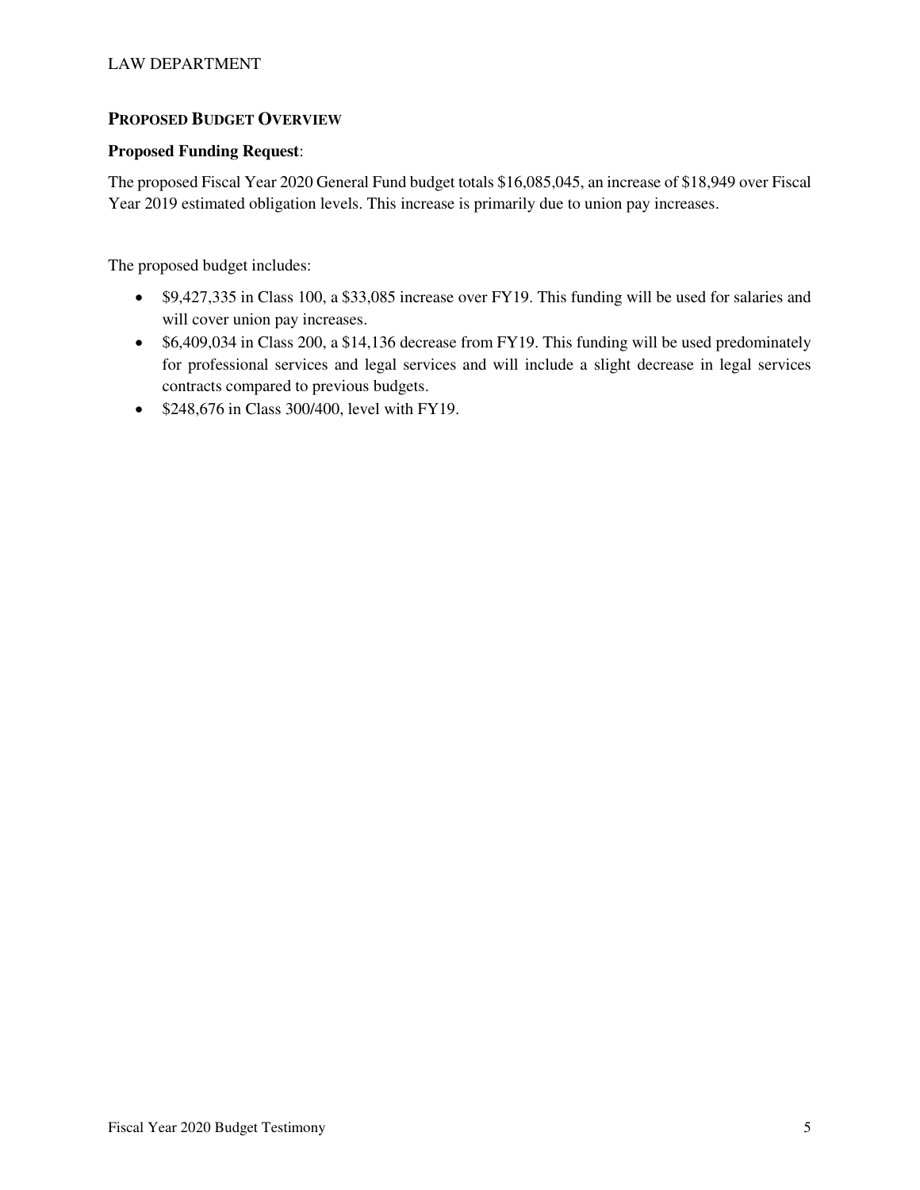## Proposed Budget Overview

**Proposed Funding Request**:

The proposed Fiscal Year 2020 General Fund budget totals $16,085,045, an increase of $18,949 over Fiscal Year 2019 estimated obligation levels. This increase is primarily due to union pay increases.

The proposed budget includes:

- $9,427,335 in Class 100, a $33,085 increase over FY19. This funding will be used for salaries and will cover union pay increases.
- $6,409,034 in Class 200, a $14,136 decrease from FY19. This funding will be used predominately for professional services and legal services and will include a slight decrease in legal services contracts compared to previous budgets.
- $248,676 in Class 300/400, level with FY19.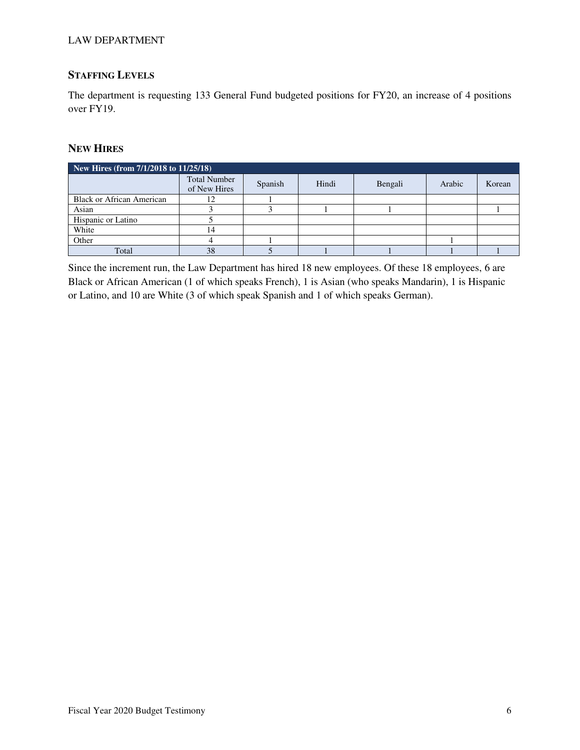LAW DEPARTMENT

## Staffing Levels

The department is requesting 133 General Fund budgeted positions for FY20, an increase of 4 positions over FY19.

## New Hires

| New Hires (from 7/1/2018 to 11/25/18) | | | | | | |
|---|---|---|---|---|---|---|
| | Total Number of New Hires | Spanish | Hindi | Bengali | Arabic | Korean |
| Black or African American | 12 | 1 | | | | |
| Asian | 3 | 3 | 1 | 1 | | 1 |
| Hispanic or Latino | 5 | | | | | |
| White | 14 | | | | | |
| Other | 4 | 1 | | | 1 | |
| Total | 38 | 5 | 1 | 1 | 1 | 1 |

Since the increment run, the Law Department has hired 18 new employees. Of these 18 employees, 6 are Black or African American (1 of which speaks French), 1 is Asian (who speaks Mandarin), 1 is Hispanic or Latino, and 10 are White (3 of which speak Spanish and 1 of which speaks German).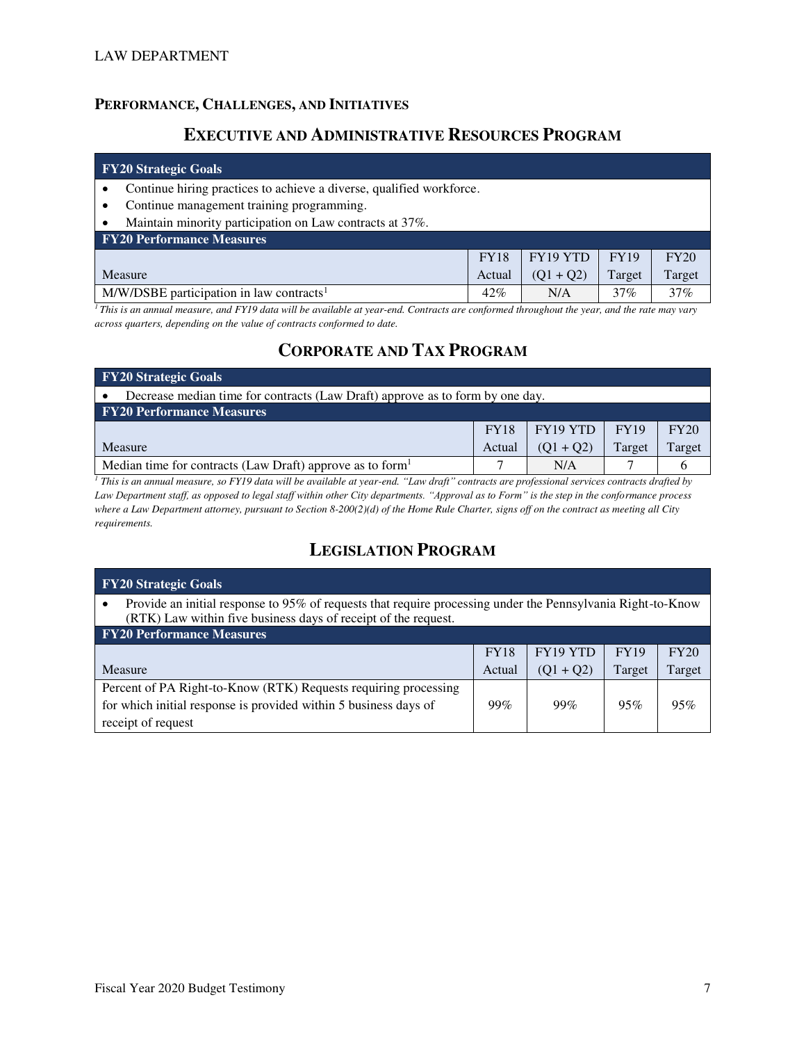# PERFORMANCE, CHALLENGES, AND INITIATIVES

## EXECUTIVE AND ADMINISTRATIVE RESOURCES PROGRAM

**FY20 Strategic Goals**

- Continue hiring practices to achieve a diverse, qualified workforce.
- Continue management training programming.
- Maintain minority participation on Law contracts at 37%.

**FY20 Performance Measures**

| Measure | FY18 Actual | FY19 YTD (Q1 + Q2) | FY19 Target | FY20 Target |
|---|---|---|---|---|
| M/W/DSBE participation in law contracts[1] | 42% | N/A | 37% | 37% |

*[1] This is an annual measure, and FY19 data will be available at year-end. Contracts are conformed throughout the year, and the rate may vary across quarters, depending on the value of contracts conformed to date.*

## CORPORATE AND TAX PROGRAM

**FY20 Strategic Goals**

- Decrease median time for contracts (Law Draft) approve as to form by one day.

**FY20 Performance Measures**

| Measure | FY18 Actual | FY19 YTD (Q1 + Q2) | FY19 Target | FY20 Target |
|---|---|---|---|---|
| Median time for contracts (Law Draft) approve as to form[1] | 7 | N/A | 7 | 6 |

*[1] This is an annual measure, so FY19 data will be available at year-end. "Law draft" contracts are professional services contracts drafted by Law Department staff, as opposed to legal staff within other City departments. "Approval as to Form" is the step in the conformance process where a Law Department attorney, pursuant to Section 8-200(2)(d) of the Home Rule Charter, signs off on the contract as meeting all City requirements.*

## LEGISLATION PROGRAM

**FY20 Strategic Goals**

- Provide an initial response to 95% of requests that require processing under the Pennsylvania Right-to-Know (RTK) Law within five business days of receipt of the request.

**FY20 Performance Measures**

| Measure | FY18 Actual | FY19 YTD (Q1 + Q2) | FY19 Target | FY20 Target |
|---|---|---|---|---|
| Percent of PA Right-to-Know (RTK) Requests requiring processing for which initial response is provided within 5 business days of receipt of request | 99% | 99% | 95% | 95% |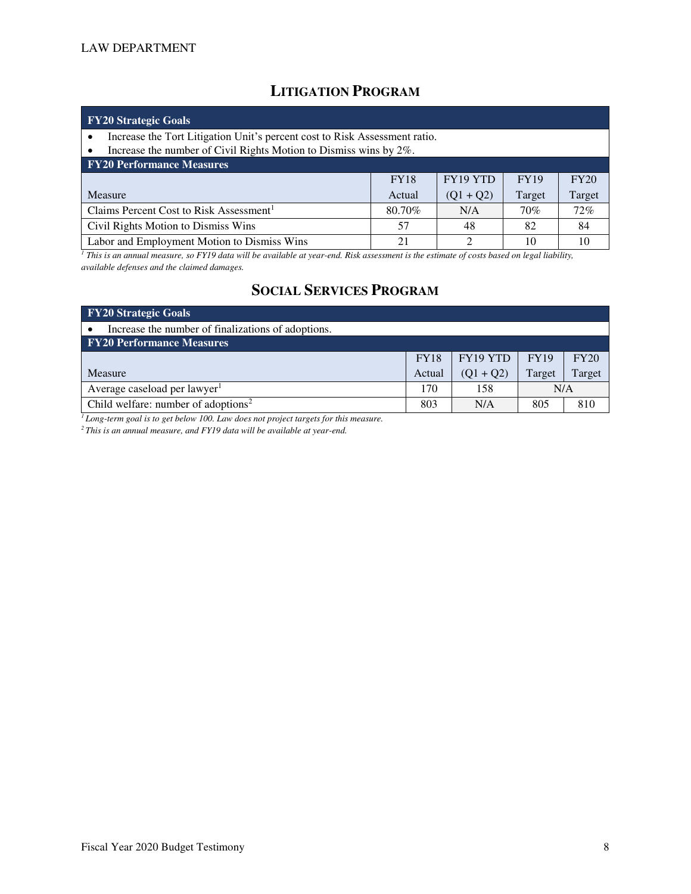## LITIGATION PROGRAM

| FY20 Strategic Goals | | | | |
|---|---|---|---|---|
| • Increase the Tort Litigation Unit's percent cost to Risk Assessment ratio. | | | | |
| • Increase the number of Civil Rights Motion to Dismiss wins by 2%. | | | | |
| **FY20 Performance Measures** | | | | |
| Measure | FY18 Actual | FY19 YTD (Q1 + Q2) | FY19 Target | FY20 Target |
| Claims Percent Cost to Risk Assessment[1] | 80.70% | N/A | 70% | 72% |
| Civil Rights Motion to Dismiss Wins | 57 | 48 | 82 | 84 |
| Labor and Employment Motion to Dismiss Wins | 21 | 2 | 10 | 10 |

*[1] This is an annual measure, so FY19 data will be available at year-end. Risk assessment is the estimate of costs based on legal liability, available defenses and the claimed damages.*

## SOCIAL SERVICES PROGRAM

| FY20 Strategic Goals | | | | |
|---|---|---|---|---|
| • Increase the number of finalizations of adoptions. | | | | |
| **FY20 Performance Measures** | | | | |
| Measure | FY18 Actual | FY19 YTD (Q1 + Q2) | FY19 Target | FY20 Target |
| Average caseload per lawyer[1] | 170 | 158 | N/A | |
| Child welfare: number of adoptions[2] | 803 | N/A | 805 | 810 |

*[1] Long-term goal is to get below 100. Law does not project targets for this measure.*

*[2] This is an annual measure, and FY19 data will be available at year-end.*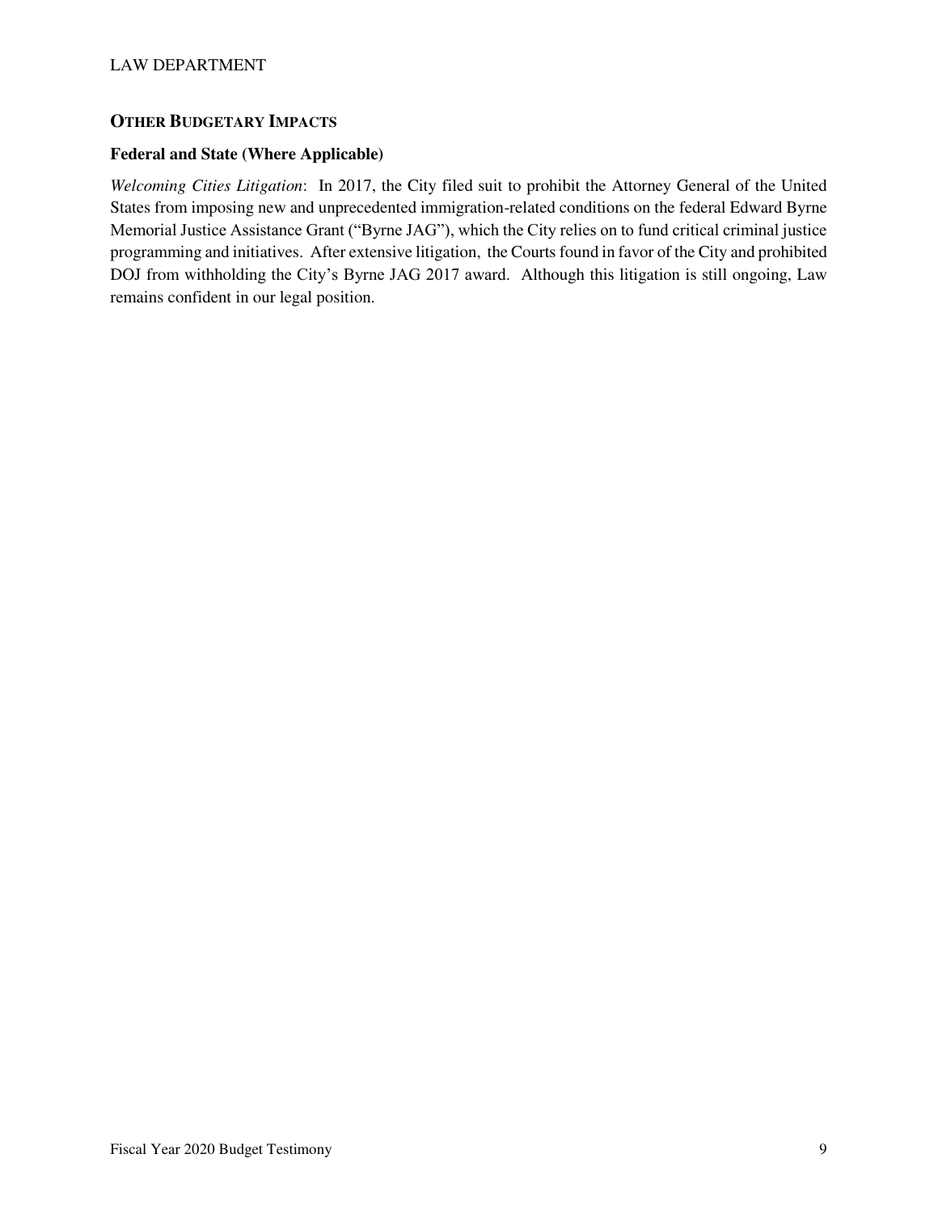## OTHER BUDGETARY IMPACTS

### Federal and State (Where Applicable)

*Welcoming Cities Litigation*: In 2017, the City filed suit to prohibit the Attorney General of the United States from imposing new and unprecedented immigration-related conditions on the federal Edward Byrne Memorial Justice Assistance Grant ("Byrne JAG"), which the City relies on to fund critical criminal justice programming and initiatives. After extensive litigation, the Courts found in favor of the City and prohibited DOJ from withholding the City's Byrne JAG 2017 award. Although this litigation is still ongoing, Law remains confident in our legal position.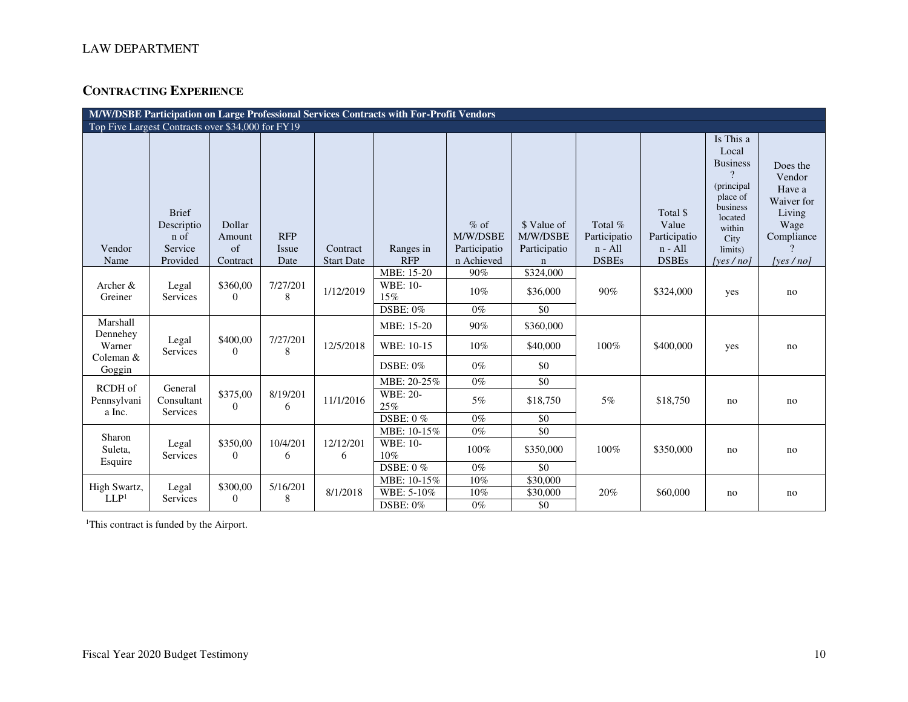LAW DEPARTMENT

## CONTRACTING EXPERIENCE

| M/W/DSBE Participation on Large Professional Services Contracts with For-Profit Vendors | | | | | | | | | | | |
|---|---|---|---|---|---|---|---|---|---|---|---|
| Top Five Largest Contracts over $34,000 for FY19 | | | | | | | | | | | |
| Vendor Name | Brief Description of Service Provided | Dollar Amount of Contract | RFP Issue Date | Contract Start Date | Ranges in RFP | % of M/W/DSBE Participation Achieved | $ Value of M/W/DSBE Participation | Total % Participation - All DSBEs | Total $ Value Participation - All DSBEs | Is This a Local Business? (principal place of business located within City limits) *[yes / no]* | Does the Vendor Have a Waiver for Living Wage Compliance? *[yes / no]* |
| Archer & Greiner | Legal Services | $360,000 | 7/27/2018 | 1/12/2019 | MBE: 15-20 | 90% | $324,000 | 90% | $324,000 | yes | no |
| | | | | | WBE: 10-15% | 10% | $36,000 | | | | |
| | | | | | DSBE: 0% | 0% | $0 | | | | |
| Marshall Dennehey Warner Coleman & Goggin | Legal Services | $400,000 | 7/27/2018 | 12/5/2018 | MBE: 15-20 | 90% | $360,000 | 100% | $400,000 | yes | no |
| | | | | | WBE: 10-15 | 10% | $40,000 | | | | |
| | | | | | DSBE: 0% | 0% | $0 | | | | |
| RCDH of Pennsylvania Inc. | General Consultant Services | $375,000 | 8/19/2016 | 11/1/2016 | MBE: 20-25% | 0% | $0 | 5% | $18,750 | no | no |
| | | | | | WBE: 20-25% | 5% | $18,750 | | | | |
| | | | | | DSBE: 0 % | 0% | $0 | | | | |
| Sharon Suleta, Esquire | Legal Services | $350,000 | 10/4/2016 | 12/12/2016 | MBE: 10-15% | 0% | $0 | 100% | $350,000 | no | no |
| | | | | | WBE: 10-10% | 100% | $350,000 | | | | |
| | | | | | DSBE: 0 % | 0% | $0 | | | | |
| High Swartz, LLP[1] | Legal Services | $300,000 | 5/16/2018 | 8/1/2018 | MBE: 10-15% | 10% | $30,000 | 20% | $60,000 | no | no |
| | | | | | WBE: 5-10% | 10% | $30,000 | | | | |
| | | | | | DSBE: 0% | 0% | $0 | | | | |

[1]This contract is funded by the Airport.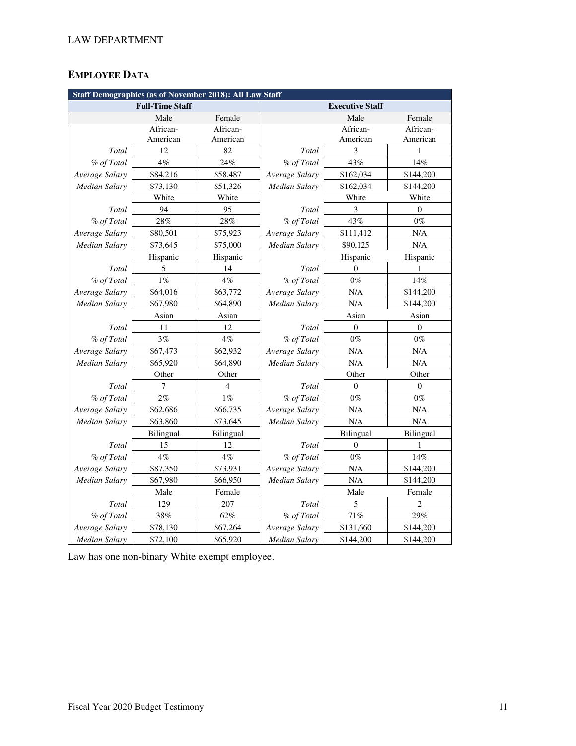## EMPLOYEE DATA

| Staff Demographics (as of November 2018): All Law Staff | | | | | |
|---|---|---|---|---|---|
| **Full-Time Staff** | | | **Executive Staff** | | |
| | Male | Female | | Male | Female |
| | African-American | African-American | | African-American | African-American |
| *Total* | 12 | 82 | *Total* | 3 | 1 |
| *% of Total* | 4% | 24% | *% of Total* | 43% | 14% |
| *Average Salary* | $84,216 | $58,487 | *Average Salary* | $162,034 | $144,200 |
| *Median Salary* | $73,130 | $51,326 | *Median Salary* | $162,034 | $144,200 |
| | White | White | | White | White |
| *Total* | 94 | 95 | *Total* | 3 | 0 |
| *% of Total* | 28% | 28% | *% of Total* | 43% | 0% |
| *Average Salary* | $80,501 | $75,923 | *Average Salary* | $111,412 | N/A |
| *Median Salary* | $73,645 | $75,000 | *Median Salary* | $90,125 | N/A |
| | Hispanic | Hispanic | | Hispanic | Hispanic |
| *Total* | 5 | 14 | *Total* | 0 | 1 |
| *% of Total* | 1% | 4% | *% of Total* | 0% | 14% |
| *Average Salary* | $64,016 | $63,772 | *Average Salary* | N/A | $144,200 |
| *Median Salary* | $67,980 | $64,890 | *Median Salary* | N/A | $144,200 |
| | Asian | Asian | | Asian | Asian |
| *Total* | 11 | 12 | *Total* | 0 | 0 |
| *% of Total* | 3% | 4% | *% of Total* | 0% | 0% |
| *Average Salary* | $67,473 | $62,932 | *Average Salary* | N/A | N/A |
| *Median Salary* | $65,920 | $64,890 | *Median Salary* | N/A | N/A |
| | Other | Other | | Other | Other |
| *Total* | 7 | 4 | *Total* | 0 | 0 |
| *% of Total* | 2% | 1% | *% of Total* | 0% | 0% |
| *Average Salary* | $62,686 | $66,735 | *Average Salary* | N/A | N/A |
| *Median Salary* | $63,860 | $73,645 | *Median Salary* | N/A | N/A |
| | Bilingual | Bilingual | | Bilingual | Bilingual |
| *Total* | 15 | 12 | *Total* | 0 | 1 |
| *% of Total* | 4% | 4% | *% of Total* | 0% | 14% |
| *Average Salary* | $87,350 | $73,931 | *Average Salary* | N/A | $144,200 |
| *Median Salary* | $67,980 | $66,950 | *Median Salary* | N/A | $144,200 |
| | Male | Female | | Male | Female |
| *Total* | 129 | 207 | *Total* | 5 | 2 |
| *% of Total* | 38% | 62% | *% of Total* | 71% | 29% |
| *Average Salary* | $78,130 | $67,264 | *Average Salary* | $131,660 | $144,200 |
| *Median Salary* | $72,100 | $65,920 | *Median Salary* | $144,200 | $144,200 |

Law has one non-binary White exempt employee.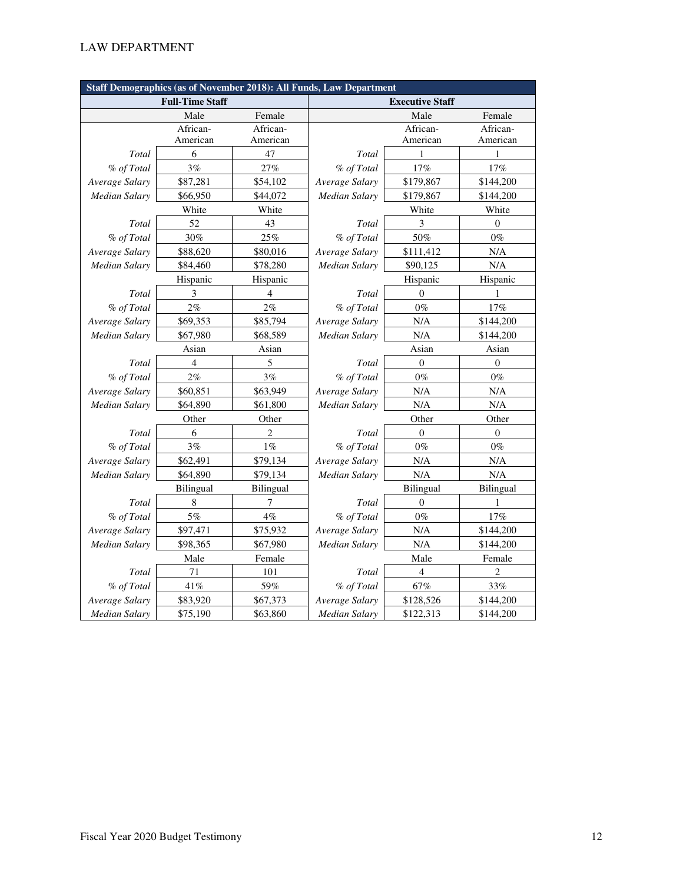| Staff Demographics (as of November 2018): All Funds, Law Department | | | | | |
|---|---|---|---|---|---|
| **Full-Time Staff** | | | **Executive Staff** | | |
| | Male | Female | | Male | Female |
| | African-American | African-American | | African-American | African-American |
| *Total* | 6 | 47 | *Total* | 1 | 1 |
| *% of Total* | 3% | 27% | *% of Total* | 17% | 17% |
| *Average Salary* | $87,281 | $54,102 | *Average Salary* | $179,867 | $144,200 |
| *Median Salary* | $66,950 | $44,072 | *Median Salary* | $179,867 | $144,200 |
| | White | White | | White | White |
| *Total* | 52 | 43 | *Total* | 3 | 0 |
| *% of Total* | 30% | 25% | *% of Total* | 50% | 0% |
| *Average Salary* | $88,620 | $80,016 | *Average Salary* | $111,412 | N/A |
| *Median Salary* | $84,460 | $78,280 | *Median Salary* | $90,125 | N/A |
| | Hispanic | Hispanic | | Hispanic | Hispanic |
| *Total* | 3 | 4 | *Total* | 0 | 1 |
| *% of Total* | 2% | 2% | *% of Total* | 0% | 17% |
| *Average Salary* | $69,353 | $85,794 | *Average Salary* | N/A | $144,200 |
| *Median Salary* | $67,980 | $68,589 | *Median Salary* | N/A | $144,200 |
| | Asian | Asian | | Asian | Asian |
| *Total* | 4 | 5 | *Total* | 0 | 0 |
| *% of Total* | 2% | 3% | *% of Total* | 0% | 0% |
| *Average Salary* | $60,851 | $63,949 | *Average Salary* | N/A | N/A |
| *Median Salary* | $64,890 | $61,800 | *Median Salary* | N/A | N/A |
| | Other | Other | | Other | Other |
| *Total* | 6 | 2 | *Total* | 0 | 0 |
| *% of Total* | 3% | 1% | *% of Total* | 0% | 0% |
| *Average Salary* | $62,491 | $79,134 | *Average Salary* | N/A | N/A |
| *Median Salary* | $64,890 | $79,134 | *Median Salary* | N/A | N/A |
| | Bilingual | Bilingual | | Bilingual | Bilingual |
| *Total* | 8 | 7 | *Total* | 0 | 1 |
| *% of Total* | 5% | 4% | *% of Total* | 0% | 17% |
| *Average Salary* | $97,471 | $75,932 | *Average Salary* | N/A | $144,200 |
| *Median Salary* | $98,365 | $67,980 | *Median Salary* | N/A | $144,200 |
| | Male | Female | | Male | Female |
| *Total* | 71 | 101 | *Total* | 4 | 2 |
| *% of Total* | 41% | 59% | *% of Total* | 67% | 33% |
| *Average Salary* | $83,920 | $67,373 | *Average Salary* | $128,526 | $144,200 |
| *Median Salary* | $75,190 | $63,860 | *Median Salary* | $122,313 | $144,200 |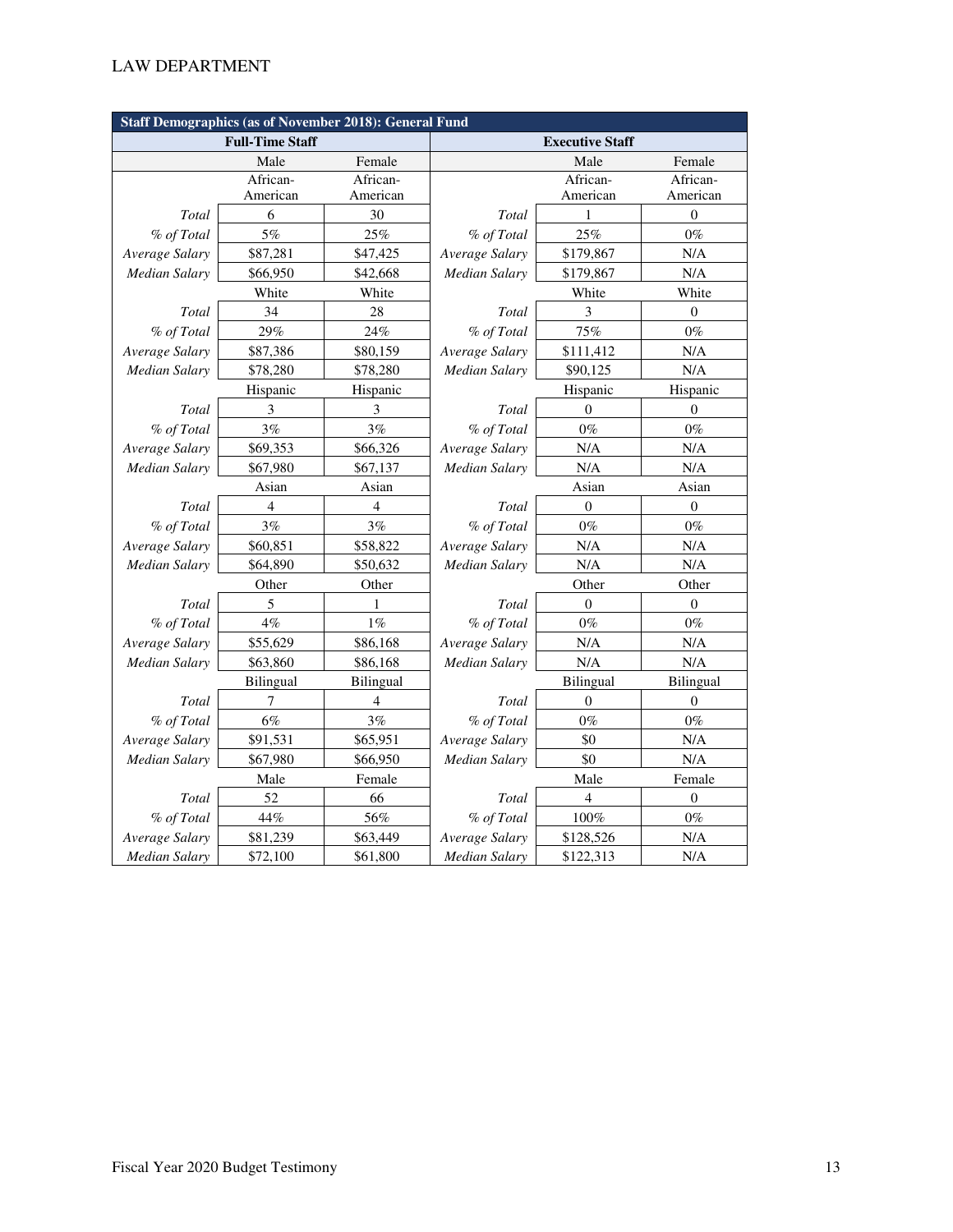| Staff Demographics (as of November 2018): General Fund | | | | | |
|---|---|---|---|---|---|
| **Full-Time Staff** | | | **Executive Staff** | | |
| | Male | Female | | Male | Female |
| | African-American | African-American | | African-American | African-American |
| *Total* | 6 | 30 | *Total* | 1 | 0 |
| *% of Total* | 5% | 25% | *% of Total* | 25% | 0% |
| *Average Salary* | $87,281 | $47,425 | *Average Salary* | $179,867 | N/A |
| *Median Salary* | $66,950 | $42,668 | *Median Salary* | $179,867 | N/A |
| | White | White | | White | White |
| *Total* | 34 | 28 | *Total* | 3 | 0 |
| *% of Total* | 29% | 24% | *% of Total* | 75% | 0% |
| *Average Salary* | $87,386 | $80,159 | *Average Salary* | $111,412 | N/A |
| *Median Salary* | $78,280 | $78,280 | *Median Salary* | $90,125 | N/A |
| | Hispanic | Hispanic | | Hispanic | Hispanic |
| *Total* | 3 | 3 | *Total* | 0 | 0 |
| *% of Total* | 3% | 3% | *% of Total* | 0% | 0% |
| *Average Salary* | $69,353 | $66,326 | *Average Salary* | N/A | N/A |
| *Median Salary* | $67,980 | $67,137 | *Median Salary* | N/A | N/A |
| | Asian | Asian | | Asian | Asian |
| *Total* | 4 | 4 | *Total* | 0 | 0 |
| *% of Total* | 3% | 3% | *% of Total* | 0% | 0% |
| *Average Salary* | $60,851 | $58,822 | *Average Salary* | N/A | N/A |
| *Median Salary* | $64,890 | $50,632 | *Median Salary* | N/A | N/A |
| | Other | Other | | Other | Other |
| *Total* | 5 | 1 | *Total* | 0 | 0 |
| *% of Total* | 4% | 1% | *% of Total* | 0% | 0% |
| *Average Salary* | $55,629 | $86,168 | *Average Salary* | N/A | N/A |
| *Median Salary* | $63,860 | $86,168 | *Median Salary* | N/A | N/A |
| | Bilingual | Bilingual | | Bilingual | Bilingual |
| *Total* | 7 | 4 | *Total* | 0 | 0 |
| *% of Total* | 6% | 3% | *% of Total* | 0% | 0% |
| *Average Salary* | $91,531 | $65,951 | *Average Salary* | $0 | N/A |
| *Median Salary* | $67,980 | $66,950 | *Median Salary* | $0 | N/A |
| | Male | Female | | Male | Female |
| *Total* | 52 | 66 | *Total* | 4 | 0 |
| *% of Total* | 44% | 56% | *% of Total* | 100% | 0% |
| *Average Salary* | $81,239 | $63,449 | *Average Salary* | $128,526 | N/A |
| *Median Salary* | $72,100 | $61,800 | *Median Salary* | $122,313 | N/A |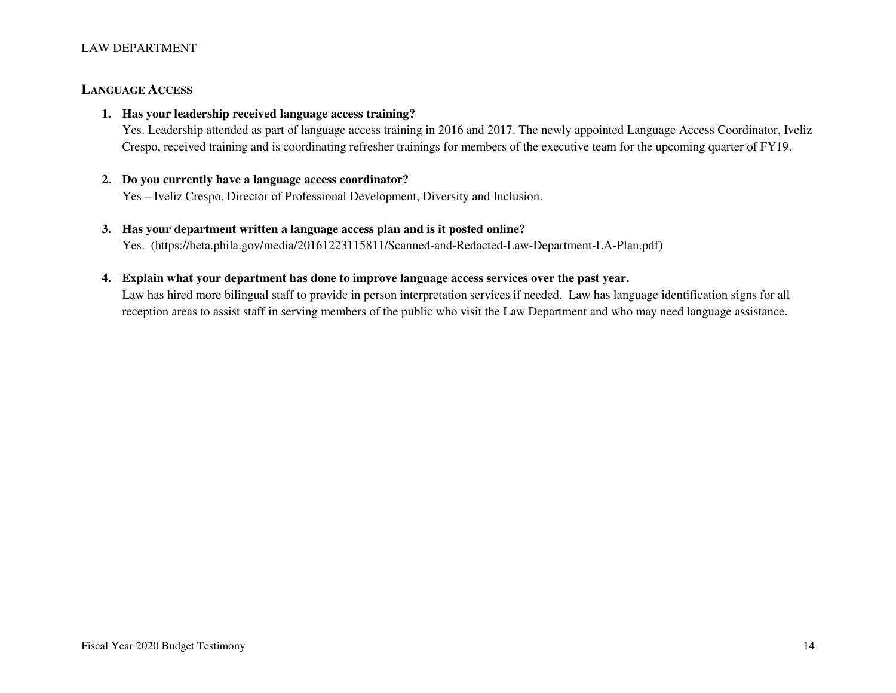## LANGUAGE ACCESS

1. **Has your leadership received language access training?**
   Yes. Leadership attended as part of language access training in 2016 and 2017. The newly appointed Language Access Coordinator, Iveliz Crespo, received training and is coordinating refresher trainings for members of the executive team for the upcoming quarter of FY19.

2. **Do you currently have a language access coordinator?**
   Yes – Iveliz Crespo, Director of Professional Development, Diversity and Inclusion.

3. **Has your department written a language access plan and is it posted online?**
   Yes. (https://beta.phila.gov/media/20161223115811/Scanned-and-Redacted-Law-Department-LA-Plan.pdf)

4. **Explain what your department has done to improve language access services over the past year.**
   Law has hired more bilingual staff to provide in person interpretation services if needed. Law has language identification signs for all reception areas to assist staff in serving members of the public who visit the Law Department and who may need language assistance.